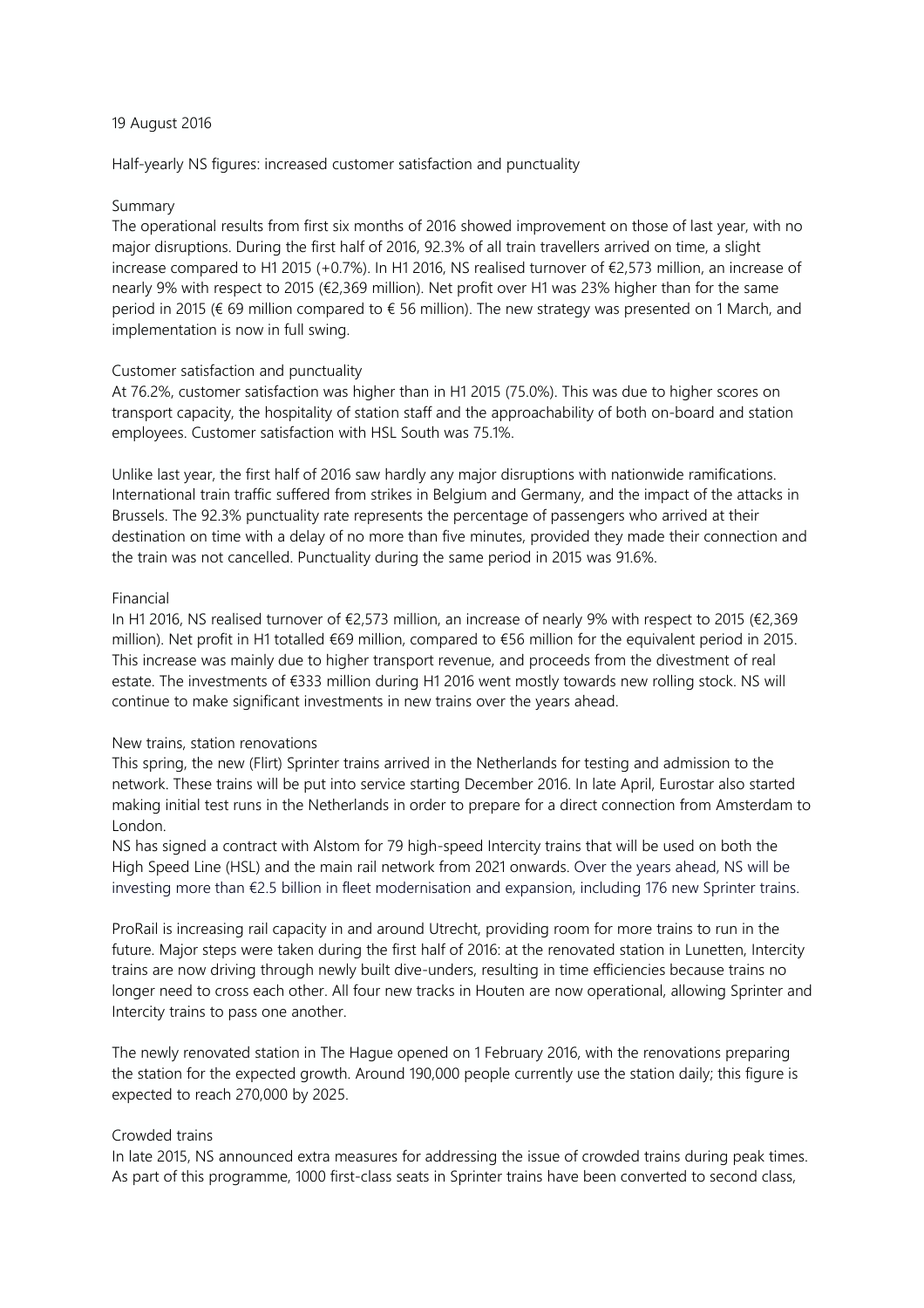19 August 2016

# Half-yearly NS figures: increased customer satisfaction and punctuality

## Summary

The operational results from first six months of 2016 showed improvement on those of last year, with no major disruptions. During the first half of 2016, 92.3% of all train travellers arrived on time, a slight increase compared to H1 2015 (+0.7%). In H1 2016, NS realised turnover of €2,573 million, an increase of nearly 9% with respect to 2015 (€2,369 million). Net profit over H1 was 23% higher than for the same period in 2015 (€ 69 million compared to € 56 million). The new strategy was presented on 1 March, and implementation is now in full swing.

## Customer satisfaction and punctuality

At 76.2%, customer satisfaction was higher than in H1 2015 (75.0%). This was due to higher scores on transport capacity, the hospitality of station staff and the approachability of both on-board and station employees. Customer satisfaction with HSL South was 75.1%.

Unlike last year, the first half of 2016 saw hardly any major disruptions with nationwide ramifications. International train traffic suffered from strikes in Belgium and Germany, and the impact of the attacks in Brussels. The 92.3% punctuality rate represents the percentage of passengers who arrived at their destination on time with a delay of no more than five minutes, provided they made their connection and the train was not cancelled. Punctuality during the same period in 2015 was 91.6%.

## Financial

In H1 2016, NS realised turnover of €2,573 million, an increase of nearly 9% with respect to 2015 (€2,369 million). Net profit in H1 totalled €69 million, compared to €56 million for the equivalent period in 2015. This increase was mainly due to higher transport revenue, and proceeds from the divestment of real estate. The investments of €333 million during H1 2016 went mostly towards new rolling stock. NS will continue to make significant investments in new trains over the years ahead.

## New trains, station renovations

This spring, the new (Flirt) Sprinter trains arrived in the Netherlands for testing and admission to the network. These trains will be put into service starting December 2016. In late April, Eurostar also started making initial test runs in the Netherlands in order to prepare for a direct connection from Amsterdam to London.

NS has signed a contract with Alstom for 79 high-speed Intercity trains that will be used on both the High Speed Line (HSL) and the main rail network from 2021 onwards. Over the years ahead, NS will be investing more than €2.5 billion in fleet modernisation and expansion, including 176 new Sprinter trains.

ProRail is increasing rail capacity in and around Utrecht, providing room for more trains to run in the future. Major steps were taken during the first half of 2016: at the renovated station in Lunetten, Intercity trains are now driving through newly built dive-unders, resulting in time efficiencies because trains no longer need to cross each other. All four new tracks in Houten are now operational, allowing Sprinter and Intercity trains to pass one another.

The newly renovated station in The Hague opened on 1 February 2016, with the renovations preparing the station for the expected growth. Around 190,000 people currently use the station daily; this figure is expected to reach 270,000 by 2025.

## Crowded trains

In late 2015, NS announced extra measures for addressing the issue of crowded trains during peak times. As part of this programme, 1000 first-class seats in Sprinter trains have been converted to second class,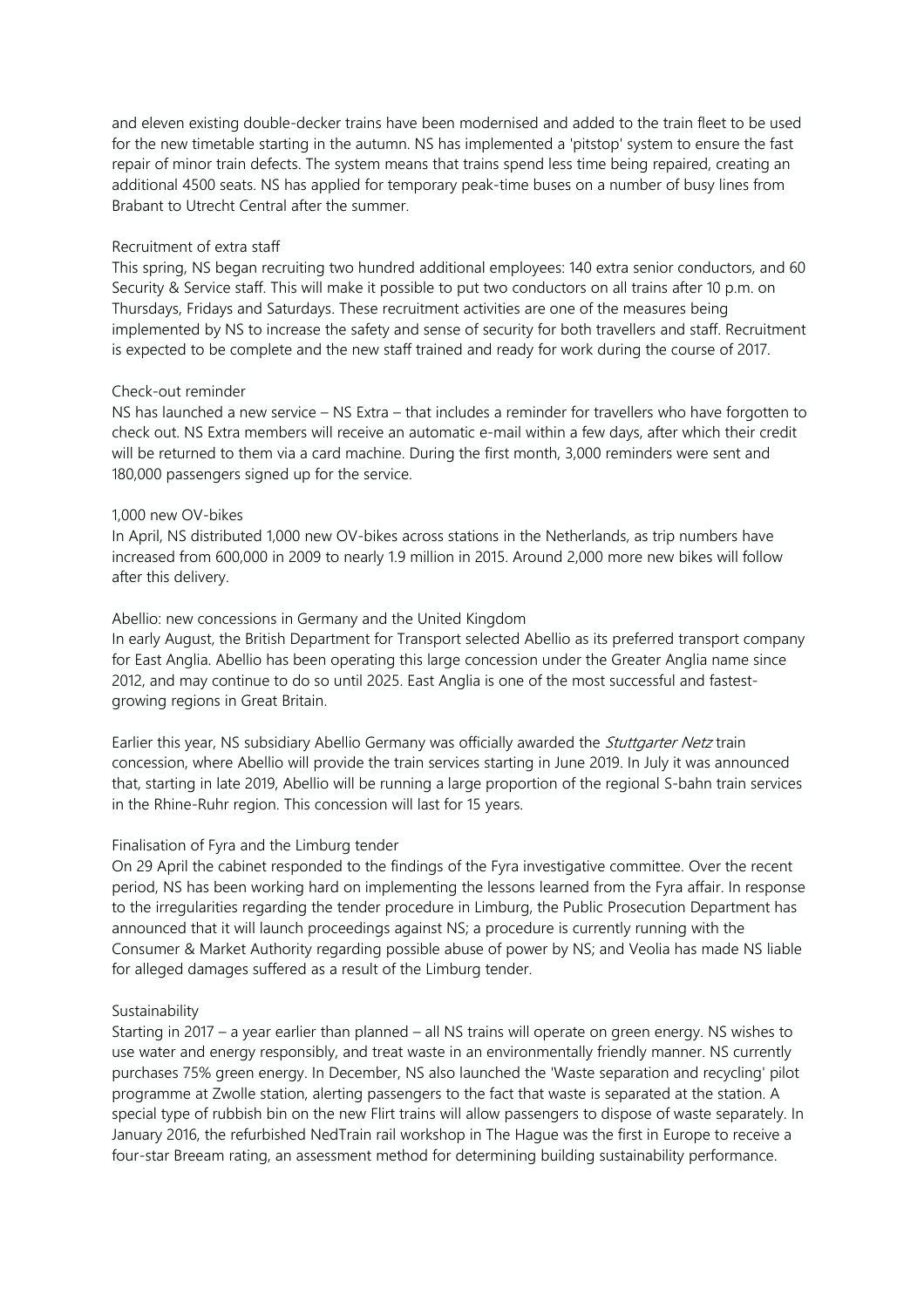and eleven existing double-decker trains have been modernised and added to the train fleet to be used for the new timetable starting in the autumn. NS has implemented a 'pitstop' system to ensure the fast repair of minor train defects. The system means that trains spend less time being repaired, creating an additional 4500 seats. NS has applied for temporary peak-time buses on a number of busy lines from Brabant to Utrecht Central after the summer.

### Recruitment of extra staff

This spring, NS began recruiting two hundred additional employees: 140 extra senior conductors, and 60 Security & Service staff. This will make it possible to put two conductors on all trains after 10 p.m. on Thursdays, Fridays and Saturdays. These recruitment activities are one of the measures being implemented by NS to increase the safety and sense of security for both travellers and staff. Recruitment is expected to be complete and the new staff trained and ready for work during the course of 2017.

### Check-out reminder

NS has launched a new service – NS Extra – that includes a reminder for travellers who have forgotten to check out. NS Extra members will receive an automatic e-mail within a few days, after which their credit will be returned to them via a card machine. During the first month, 3,000 reminders were sent and 180,000 passengers signed up for the service.

### 1,000 new OV-bikes

In April, NS distributed 1,000 new OV-bikes across stations in the Netherlands, as trip numbers have increased from 600,000 in 2009 to nearly 1.9 million in 2015. Around 2,000 more new bikes will follow after this delivery.

### Abellio: new concessions in Germany and the United Kingdom

In early August, the British Department for Transport selected Abellio as its preferred transport company for East Anglia. Abellio has been operating this large concession under the Greater Anglia name since 2012, and may continue to do so until 2025. East Anglia is one of the most successful and fastest-growing regions in Great Britain.

Earlier this year, NS subsidiary Abellio Germany was officially awarded the *Stuttgarter Netz* train concession, where Abellio will provide the train services starting in June 2019. In July it was announced that, starting in late 2019, Abellio will be running a large proportion of the regional S-bahn train services in the Rhine-Ruhr region. This concession will last for 15 years.

### Finalisation of Fyra and the Limburg tender

On 29 April the cabinet responded to the findings of the Fyra investigative committee. Over the recent period, NS has been working hard on implementing the lessons learned from the Fyra affair. In response to the irregularities regarding the tender procedure in Limburg, the Public Prosecution Department has announced that it will launch proceedings against NS; a procedure is currently running with the Consumer & Market Authority regarding possible abuse of power by NS; and Veolia has made NS liable for alleged damages suffered as a result of the Limburg tender.

### Sustainability

Starting in 2017 – a year earlier than planned – all NS trains will operate on green energy. NS wishes to use water and energy responsibly, and treat waste in an environmentally friendly manner. NS currently purchases 75% green energy. In December, NS also launched the 'Waste separation and recycling' pilot programme at Zwolle station, alerting passengers to the fact that waste is separated at the station. A special type of rubbish bin on the new Flirt trains will allow passengers to dispose of waste separately. In January 2016, the refurbished NedTrain rail workshop in The Hague was the first in Europe to receive a four-star Breeam rating, an assessment method for determining building sustainability performance.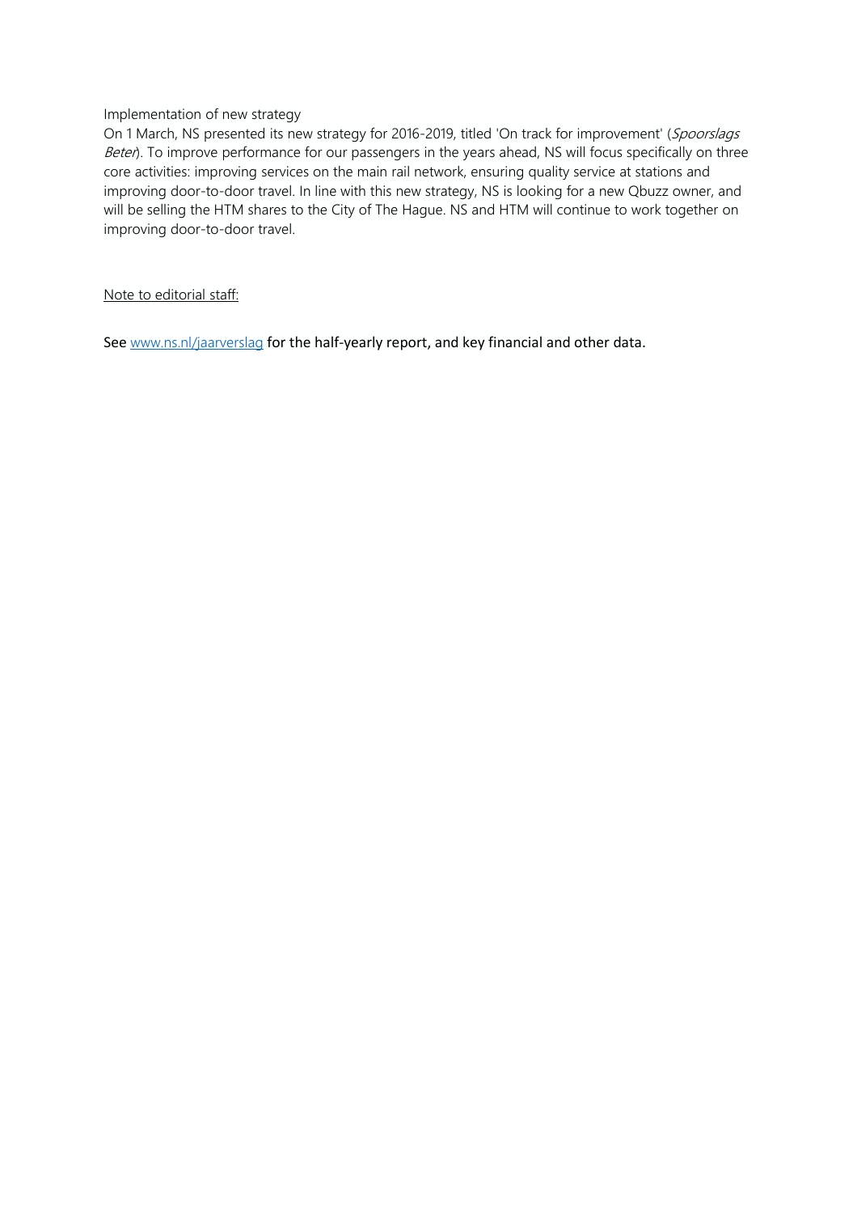Implementation of new strategy

On 1 March, NS presented its new strategy for 2016-2019, titled 'On track for improvement' (*Spoorslags Beter*). To improve performance for our passengers in the years ahead, NS will focus specifically on three core activities: improving services on the main rail network, ensuring quality service at stations and improving door-to-door travel. In line with this new strategy, NS is looking for a new Qbuzz owner, and will be selling the HTM shares to the City of The Hague. NS and HTM will continue to work together on improving door-to-door travel.

Note to editorial staff:

See [www.ns.nl/jaarverslag](http://www.ns.nl/jaarverslag) for the half-yearly report, and key financial and other data.